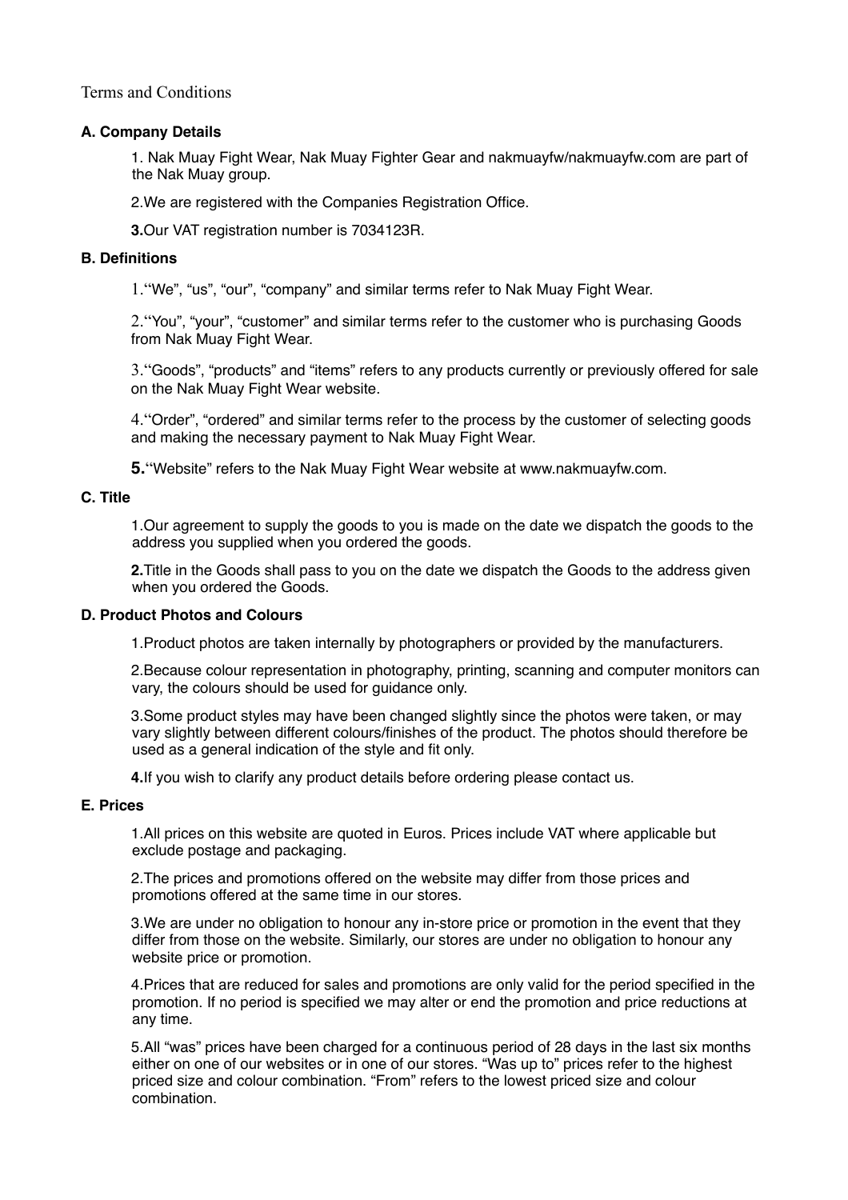Terms and Conditions

### A. Company Details

1. Nak Muay Fight Wear, Nak Muay Fighter Gear and nakmuayfw/nakmuayfw.com are part of the Nak Muay group.

2. We are registered with the Companies Registration Office.

3. Our VAT registration number is 7034123R.

### B. Definitions

1. "We", "us", "our", "company" and similar terms refer to Nak Muay Fight Wear.

2. "You", "your", "customer" and similar terms refer to the customer who is purchasing Goods from Nak Muay Fight Wear.

3. "Goods", "products" and "items" refers to any products currently or previously offered for sale on the Nak Muay Fight Wear website.

4. "Order", "ordered" and similar terms refer to the process by the customer of selecting goods and making the necessary payment to Nak Muay Fight Wear.

5. "Website" refers to the Nak Muay Fight Wear website at www.nakmuayfw.com.

### C. Title

1. Our agreement to supply the goods to you is made on the date we dispatch the goods to the address you supplied when you ordered the goods.

2. Title in the Goods shall pass to you on the date we dispatch the Goods to the address given when you ordered the Goods.

### D. Product Photos and Colours

1. Product photos are taken internally by photographers or provided by the manufacturers.

2. Because colour representation in photography, printing, scanning and computer monitors can vary, the colours should be used for guidance only.

3. Some product styles may have been changed slightly since the photos were taken, or may vary slightly between different colours/finishes of the product. The photos should therefore be used as a general indication of the style and fit only.

4. If you wish to clarify any product details before ordering please contact us.

### E. Prices

1. All prices on this website are quoted in Euros. Prices include VAT where applicable but exclude postage and packaging.

2. The prices and promotions offered on the website may differ from those prices and promotions offered at the same time in our stores.

3. We are under no obligation to honour any in-store price or promotion in the event that they differ from those on the website. Similarly, our stores are under no obligation to honour any website price or promotion.

4. Prices that are reduced for sales and promotions are only valid for the period specified in the promotion. If no period is specified we may alter or end the promotion and price reductions at any time.

5. All "was" prices have been charged for a continuous period of 28 days in the last six months either on one of our websites or in one of our stores. "Was up to" prices refer to the highest priced size and colour combination. "From" refers to the lowest priced size and colour combination.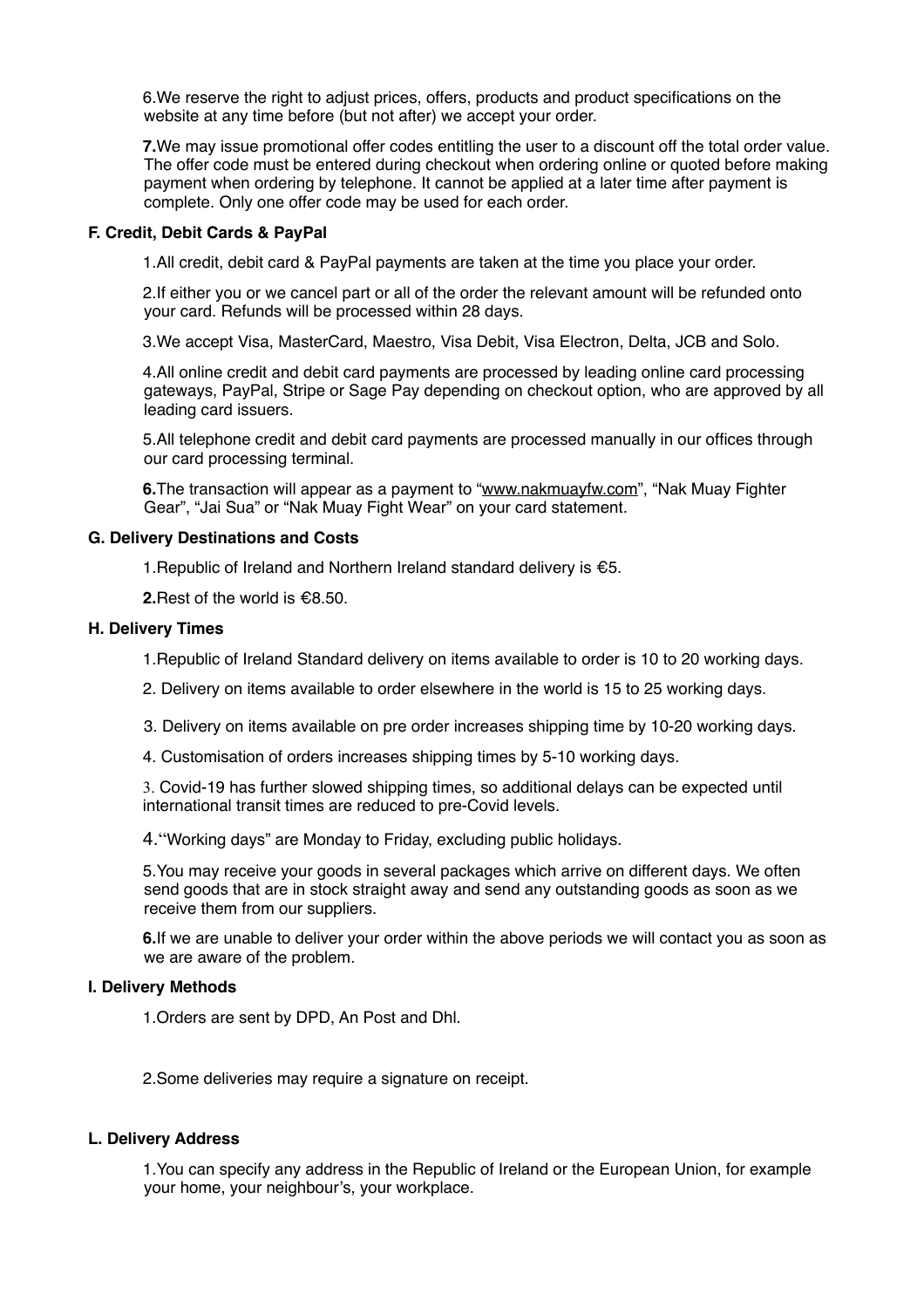6.We reserve the right to adjust prices, offers, products and product specifications on the website at any time before (but not after) we accept your order.

**7.**We may issue promotional offer codes entitling the user to a discount off the total order value. The offer code must be entered during checkout when ordering online or quoted before making payment when ordering by telephone. It cannot be applied at a later time after payment is complete. Only one offer code may be used for each order.

**F. Credit, Debit Cards & PayPal**

1.All credit, debit card & PayPal payments are taken at the time you place your order.

2.If either you or we cancel part or all of the order the relevant amount will be refunded onto your card. Refunds will be processed within 28 days.

3.We accept Visa, MasterCard, Maestro, Visa Debit, Visa Electron, Delta, JCB and Solo.

4.All online credit and debit card payments are processed by leading online card processing gateways, PayPal, Stripe or Sage Pay depending on checkout option, who are approved by all leading card issuers.

5.All telephone credit and debit card payments are processed manually in our offices through our card processing terminal.

**6.**The transaction will appear as a payment to "www.nakmuayfw.com", "Nak Muay Fighter Gear", "Jai Sua" or "Nak Muay Fight Wear" on your card statement.

**G. Delivery Destinations and Costs**

1.Republic of Ireland and Northern Ireland standard delivery is €5.

**2.**Rest of the world is €8.50.

**H. Delivery Times**

1.Republic of Ireland Standard delivery on items available to order is 10 to 20 working days.

2. Delivery on items available to order elsewhere in the world is 15 to 25 working days.

3. Delivery on items available on pre order increases shipping time by 10-20 working days.

4. Customisation of orders increases shipping times by 5-10 working days.

3. Covid-19 has further slowed shipping times, so additional delays can be expected until international transit times are reduced to pre-Covid levels.

4."Working days" are Monday to Friday, excluding public holidays.

5.You may receive your goods in several packages which arrive on different days. We often send goods that are in stock straight away and send any outstanding goods as soon as we receive them from our suppliers.

**6.**If we are unable to deliver your order within the above periods we will contact you as soon as we are aware of the problem.

**I. Delivery Methods**

1.Orders are sent by DPD, An Post and Dhl.

2.Some deliveries may require a signature on receipt.

**L. Delivery Address**

1.You can specify any address in the Republic of Ireland or the European Union, for example your home, your neighbour's, your workplace.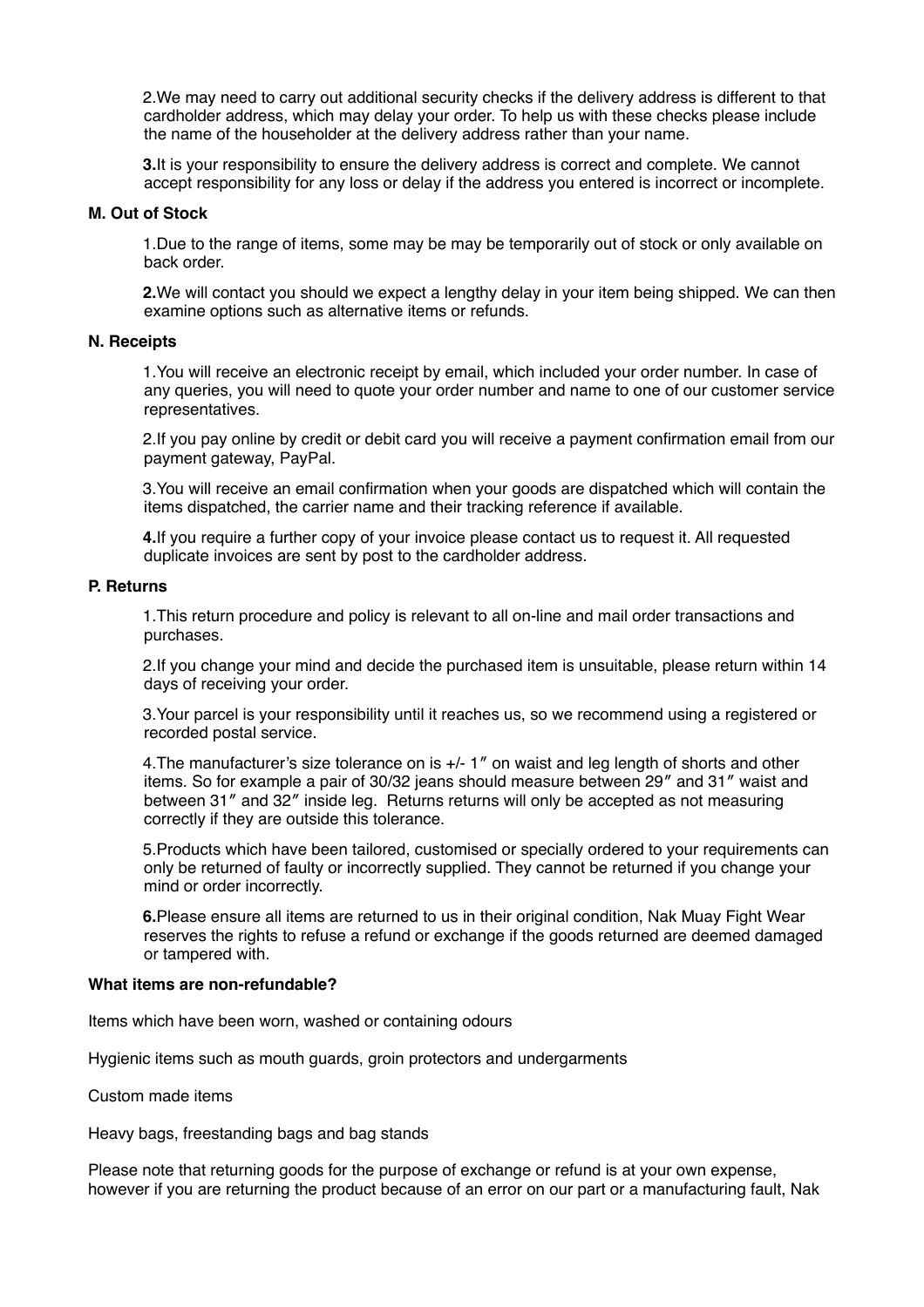2.We may need to carry out additional security checks if the delivery address is different to that cardholder address, which may delay your order. To help us with these checks please include the name of the householder at the delivery address rather than your name.

**3.**It is your responsibility to ensure the delivery address is correct and complete. We cannot accept responsibility for any loss or delay if the address you entered is incorrect or incomplete.

**M. Out of Stock**

1.Due to the range of items, some may be may be temporarily out of stock or only available on back order.

**2.**We will contact you should we expect a lengthy delay in your item being shipped. We can then examine options such as alternative items or refunds.

**N. Receipts**

1.You will receive an electronic receipt by email, which included your order number. In case of any queries, you will need to quote your order number and name to one of our customer service representatives.

2.If you pay online by credit or debit card you will receive a payment confirmation email from our payment gateway, PayPal.

3.You will receive an email confirmation when your goods are dispatched which will contain the items dispatched, the carrier name and their tracking reference if available.

**4.**If you require a further copy of your invoice please contact us to request it. All requested duplicate invoices are sent by post to the cardholder address.

**P. Returns**

1.This return procedure and policy is relevant to all on-line and mail order transactions and purchases.

2.If you change your mind and decide the purchased item is unsuitable, please return within 14 days of receiving your order.

3.Your parcel is your responsibility until it reaches us, so we recommend using a registered or recorded postal service.

4.The manufacturer's size tolerance on is +/- 1″ on waist and leg length of shorts and other items. So for example a pair of 30/32 jeans should measure between 29″ and 31″ waist and between 31″ and 32″ inside leg.  Returns returns will only be accepted as not measuring correctly if they are outside this tolerance.

5.Products which have been tailored, customised or specially ordered to your requirements can only be returned of faulty or incorrectly supplied. They cannot be returned if you change your mind or order incorrectly.

**6.**Please ensure all items are returned to us in their original condition, Nak Muay Fight Wear reserves the rights to refuse a refund or exchange if the goods returned are deemed damaged or tampered with.

**What items are non-refundable?**

Items which have been worn, washed or containing odours

Hygienic items such as mouth guards, groin protectors and undergarments

Custom made items

Heavy bags, freestanding bags and bag stands

Please note that returning goods for the purpose of exchange or refund is at your own expense, however if you are returning the product because of an error on our part or a manufacturing fault, Nak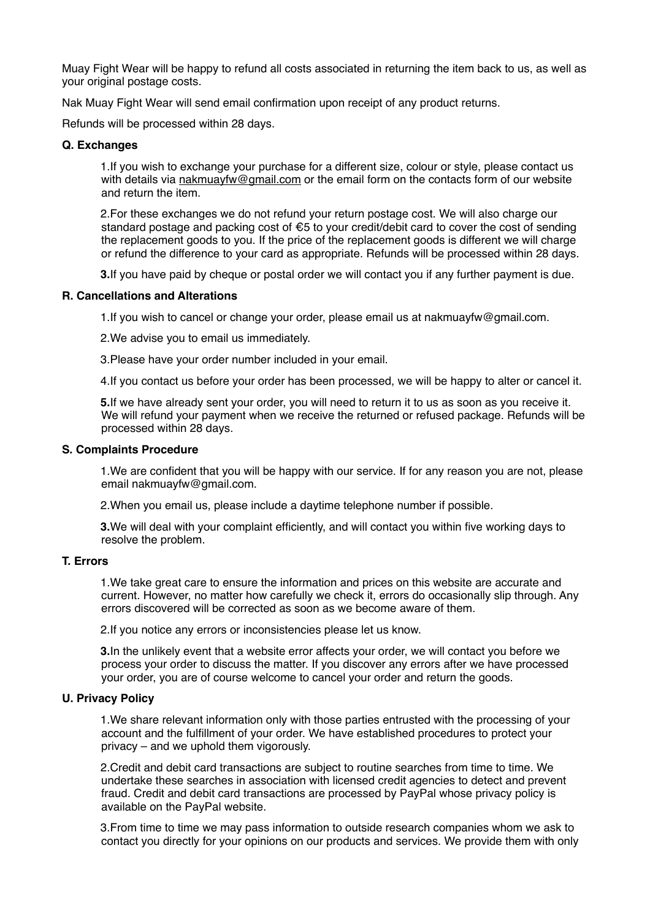Muay Fight Wear will be happy to refund all costs associated in returning the item back to us, as well as your original postage costs.

Nak Muay Fight Wear will send email confirmation upon receipt of any product returns.

Refunds will be processed within 28 days.

**Q. Exchanges**

1. If you wish to exchange your purchase for a different size, colour or style, please contact us with details via nakmuayfw@gmail.com or the email form on the contacts form of our website and return the item.

2. For these exchanges we do not refund your return postage cost. We will also charge our standard postage and packing cost of €5 to your credit/debit card to cover the cost of sending the replacement goods to you. If the price of the replacement goods is different we will charge or refund the difference to your card as appropriate. Refunds will be processed within 28 days.

3. If you have paid by cheque or postal order we will contact you if any further payment is due.

**R. Cancellations and Alterations**

1. If you wish to cancel or change your order, please email us at nakmuayfw@gmail.com.

2. We advise you to email us immediately.

3. Please have your order number included in your email.

4. If you contact us before your order has been processed, we will be happy to alter or cancel it.

5. If we have already sent your order, you will need to return it to us as soon as you receive it. We will refund your payment when we receive the returned or refused package. Refunds will be processed within 28 days.

**S. Complaints Procedure**

1. We are confident that you will be happy with our service. If for any reason you are not, please email nakmuayfw@gmail.com.

2. When you email us, please include a daytime telephone number if possible.

3. We will deal with your complaint efficiently, and will contact you within five working days to resolve the problem.

**T. Errors**

1. We take great care to ensure the information and prices on this website are accurate and current. However, no matter how carefully we check it, errors do occasionally slip through. Any errors discovered will be corrected as soon as we become aware of them.

2. If you notice any errors or inconsistencies please let us know.

3. In the unlikely event that a website error affects your order, we will contact you before we process your order to discuss the matter. If you discover any errors after we have processed your order, you are of course welcome to cancel your order and return the goods.

**U. Privacy Policy**

1. We share relevant information only with those parties entrusted with the processing of your account and the fulfillment of your order. We have established procedures to protect your privacy – and we uphold them vigorously.

2. Credit and debit card transactions are subject to routine searches from time to time. We undertake these searches in association with licensed credit agencies to detect and prevent fraud. Credit and debit card transactions are processed by PayPal whose privacy policy is available on the PayPal website.

3. From time to time we may pass information to outside research companies whom we ask to contact you directly for your opinions on our products and services. We provide them with only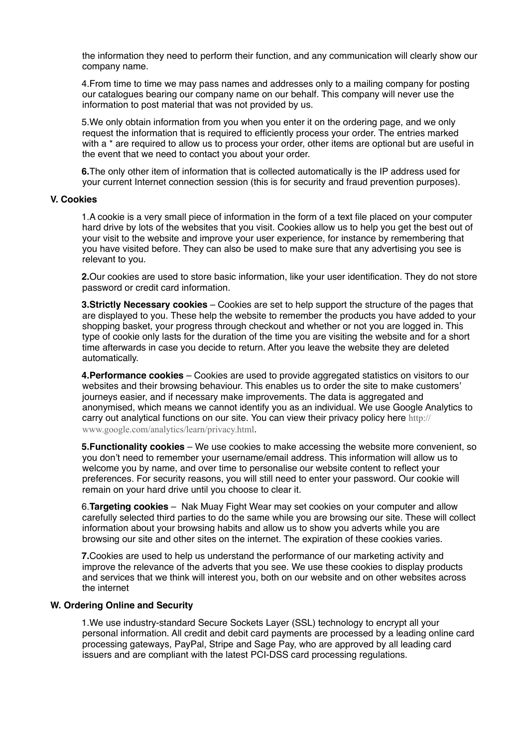the information they need to perform their function, and any communication will clearly show our company name.

4.From time to time we may pass names and addresses only to a mailing company for posting our catalogues bearing our company name on our behalf. This company will never use the information to post material that was not provided by us.

5.We only obtain information from you when you enter it on the ordering page, and we only request the information that is required to efficiently process your order. The entries marked with a * are required to allow us to process your order, other items are optional but are useful in the event that we need to contact you about your order.

**6.**The only other item of information that is collected automatically is the IP address used for your current Internet connection session (this is for security and fraud prevention purposes).

**V. Cookies**

1.A cookie is a very small piece of information in the form of a text file placed on your computer hard drive by lots of the websites that you visit. Cookies allow us to help you get the best out of your visit to the website and improve your user experience, for instance by remembering that you have visited before. They can also be used to make sure that any advertising you see is relevant to you.

**2.**Our cookies are used to store basic information, like your user identification. They do not store password or credit card information.

**3.Strictly Necessary cookies** – Cookies are set to help support the structure of the pages that are displayed to you. These help the website to remember the products you have added to your shopping basket, your progress through checkout and whether or not you are logged in. This type of cookie only lasts for the duration of the time you are visiting the website and for a short time afterwards in case you decide to return. After you leave the website they are deleted automatically.

**4.Performance cookies** – Cookies are used to provide aggregated statistics on visitors to our websites and their browsing behaviour. This enables us to order the site to make customers' journeys easier, and if necessary make improvements. The data is aggregated and anonymised, which means we cannot identify you as an individual. We use Google Analytics to carry out analytical functions on our site. You can view their privacy policy here http://www.google.com/analytics/learn/privacy.html.

**5.Functionality cookies** – We use cookies to make accessing the website more convenient, so you don't need to remember your username/email address. This information will allow us to welcome you by name, and over time to personalise our website content to reflect your preferences. For security reasons, you will still need to enter your password. Our cookie will remain on your hard drive until you choose to clear it.

6.**Targeting cookies** – Nak Muay Fight Wear may set cookies on your computer and allow carefully selected third parties to do the same while you are browsing our site. These will collect information about your browsing habits and allow us to show you adverts while you are browsing our site and other sites on the internet. The expiration of these cookies varies.

**7.**Cookies are used to help us understand the performance of our marketing activity and improve the relevance of the adverts that you see. We use these cookies to display products and services that we think will interest you, both on our website and on other websites across the internet

**W. Ordering Online and Security**

1.We use industry-standard Secure Sockets Layer (SSL) technology to encrypt all your personal information. All credit and debit card payments are processed by a leading online card processing gateways, PayPal, Stripe and Sage Pay, who are approved by all leading card issuers and are compliant with the latest PCI-DSS card processing regulations.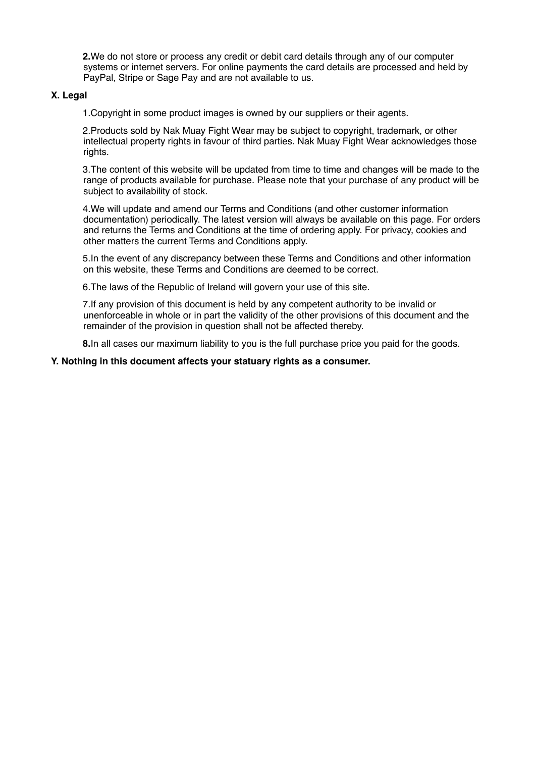**2.**We do not store or process any credit or debit card details through any of our computer systems or internet servers. For online payments the card details are processed and held by PayPal, Stripe or Sage Pay and are not available to us.

**X. Legal**

1.Copyright in some product images is owned by our suppliers or their agents.

2.Products sold by Nak Muay Fight Wear may be subject to copyright, trademark, or other intellectual property rights in favour of third parties. Nak Muay Fight Wear acknowledges those rights.

3.The content of this website will be updated from time to time and changes will be made to the range of products available for purchase. Please note that your purchase of any product will be subject to availability of stock.

4.We will update and amend our Terms and Conditions (and other customer information documentation) periodically. The latest version will always be available on this page. For orders and returns the Terms and Conditions at the time of ordering apply. For privacy, cookies and other matters the current Terms and Conditions apply.

5.In the event of any discrepancy between these Terms and Conditions and other information on this website, these Terms and Conditions are deemed to be correct.

6.The laws of the Republic of Ireland will govern your use of this site.

7.If any provision of this document is held by any competent authority to be invalid or unenforceable in whole or in part the validity of the other provisions of this document and the remainder of the provision in question shall not be affected thereby.

**8.**In all cases our maximum liability to you is the full purchase price you paid for the goods.

**Y. Nothing in this document affects your statuary rights as a consumer.**